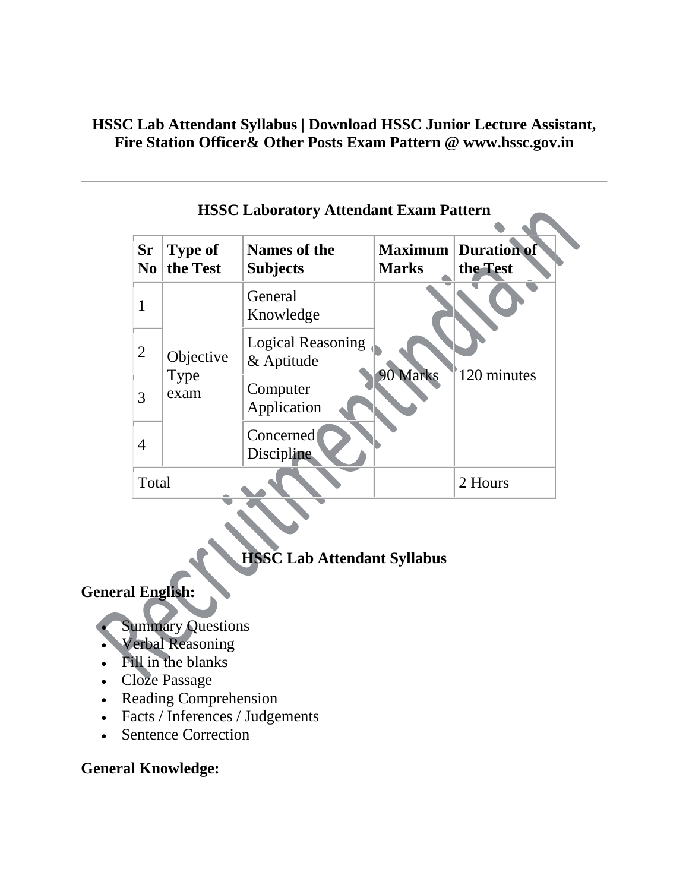# HSSC Lab Attendant Syllabus | Download HSSC Junior Lecture Assistant, Fire Station Officer& Other Posts Exam Pattern @ www.hssc.gov.in

---

## HSSC Laboratory Attendant Exam Pattern

| Sr No | Type of the Test | Names of the Subjects | Maximum Marks | Duration of the Test |
|---|---|---|---|---|
| 1 | Objective Type exam | General Knowledge | 90 Marks | 120 minutes |
| 2 | | Logical Reasoning & Aptitude | | |
| 3 | | Computer Application | | |
| 4 | | Concerned Discipline | | |
| Total | | | | 2 Hours |

## HSSC Lab Attendant Syllabus

**General English:**

- Summary Questions
- Verbal Reasoning
- Fill in the blanks
- Cloze Passage
- Reading Comprehension
- Facts / Inferences / Judgements
- Sentence Correction

**General Knowledge:**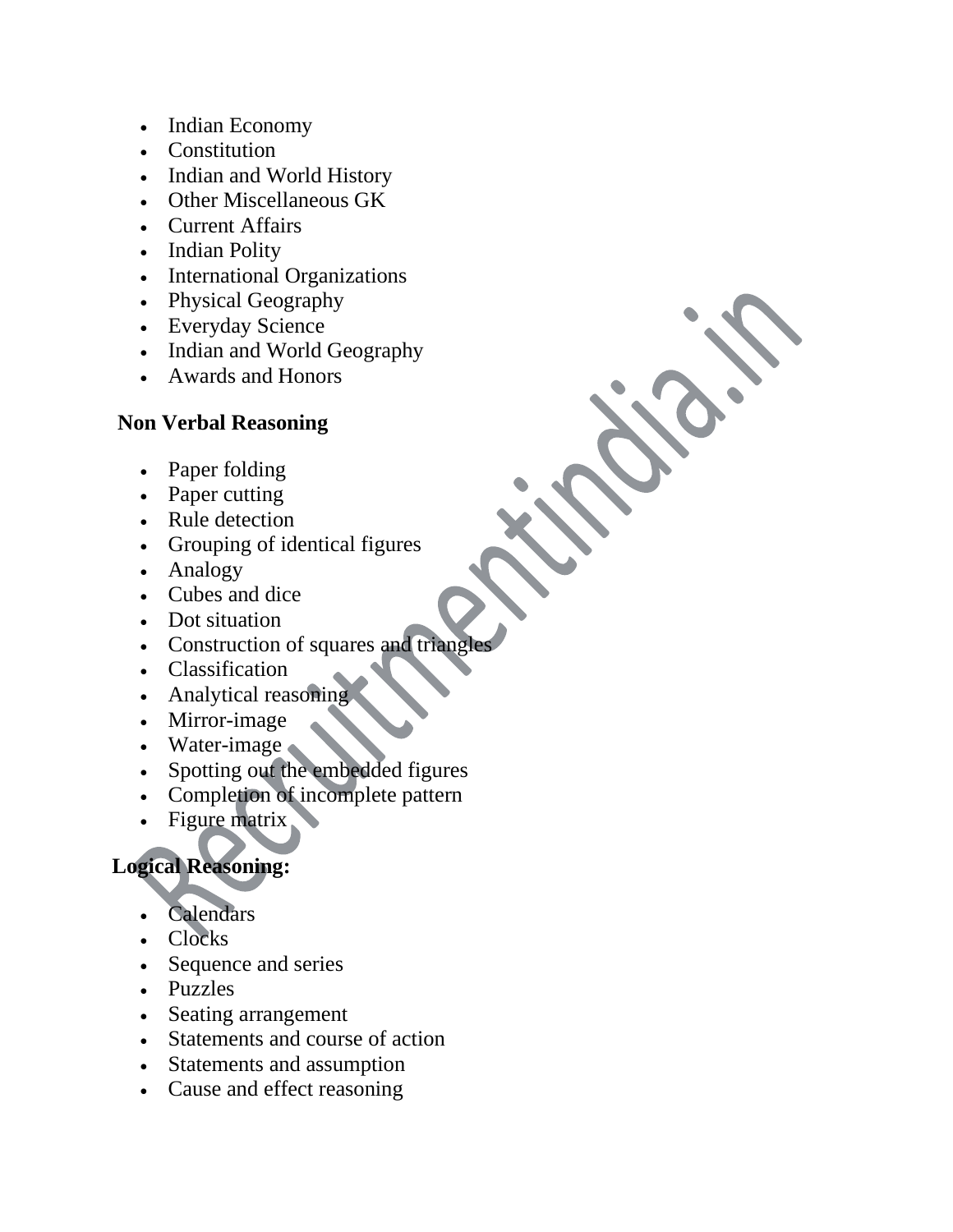- Indian Economy
- Constitution
- Indian and World History
- Other Miscellaneous GK
- Current Affairs
- Indian Polity
- International Organizations
- Physical Geography
- Everyday Science
- Indian and World Geography
- Awards and Honors

**Non Verbal Reasoning**

- Paper folding
- Paper cutting
- Rule detection
- Grouping of identical figures
- Analogy
- Cubes and dice
- Dot situation
- Construction of squares and triangles
- Classification
- Analytical reasoning
- Mirror-image
- Water-image
- Spotting out the embedded figures
- Completion of incomplete pattern
- Figure matrix

**Logical Reasoning:**

- Calendars
- Clocks
- Sequence and series
- Puzzles
- Seating arrangement
- Statements and course of action
- Statements and assumption
- Cause and effect reasoning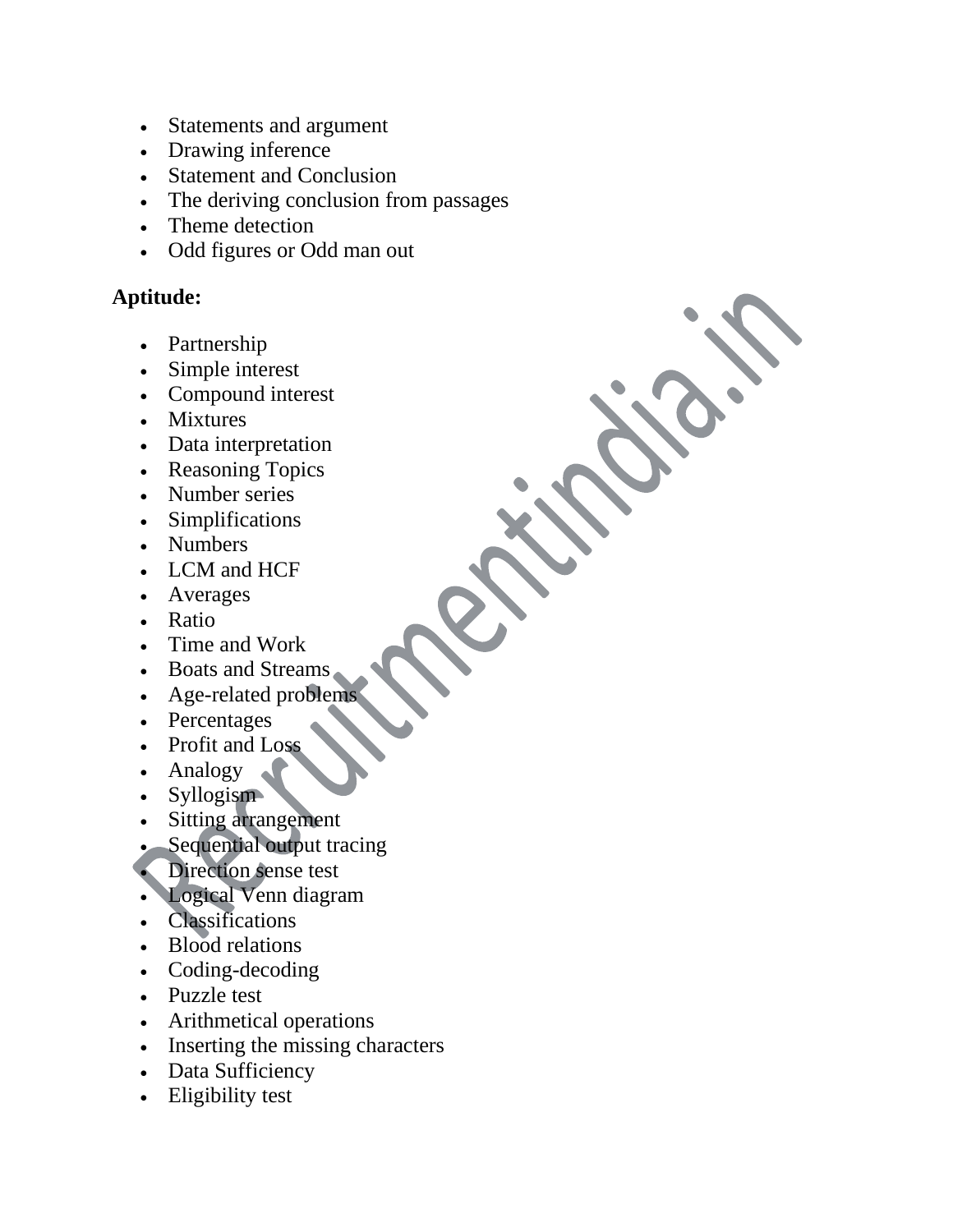- Statements and argument
- Drawing inference
- Statement and Conclusion
- The deriving conclusion from passages
- Theme detection
- Odd figures or Odd man out

**Aptitude:**

- Partnership
- Simple interest
- Compound interest
- Mixtures
- Data interpretation
- Reasoning Topics
- Number series
- Simplifications
- Numbers
- LCM and HCF
- Averages
- Ratio
- Time and Work
- Boats and Streams
- Age-related problems
- Percentages
- Profit and Loss
- Analogy
- Syllogism
- Sitting arrangement
- Sequential output tracing
- Direction sense test
- Logical Venn diagram
- Classifications
- Blood relations
- Coding-decoding
- Puzzle test
- Arithmetical operations
- Inserting the missing characters
- Data Sufficiency
- Eligibility test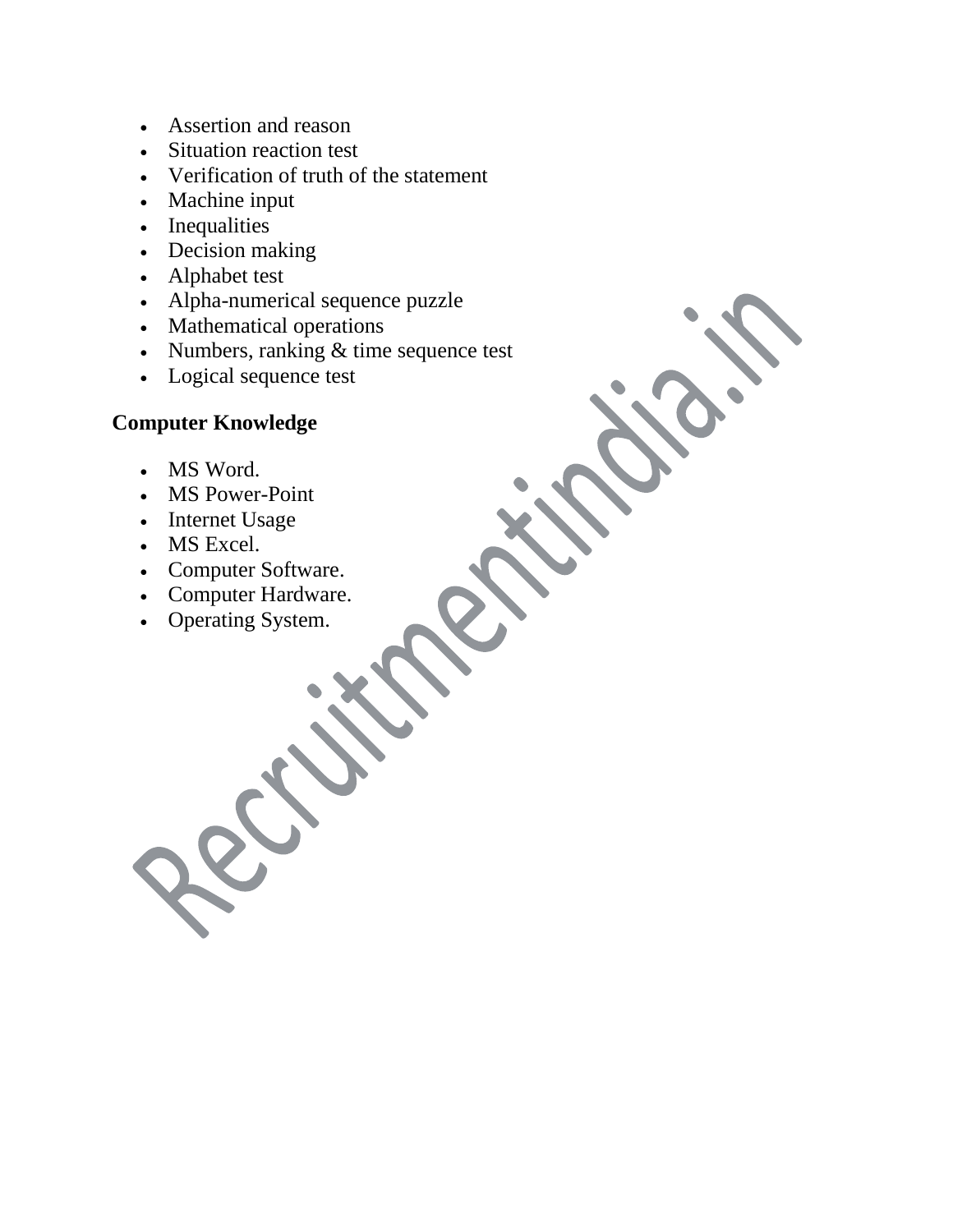- Assertion and reason
- Situation reaction test
- Verification of truth of the statement
- Machine input
- Inequalities
- Decision making
- Alphabet test
- Alpha-numerical sequence puzzle
- Mathematical operations
- Numbers, ranking & time sequence test
- Logical sequence test

## Computer Knowledge

- MS Word.
- MS Power-Point
- Internet Usage
- MS Excel.
- Computer Software.
- Computer Hardware.
- Operating System.